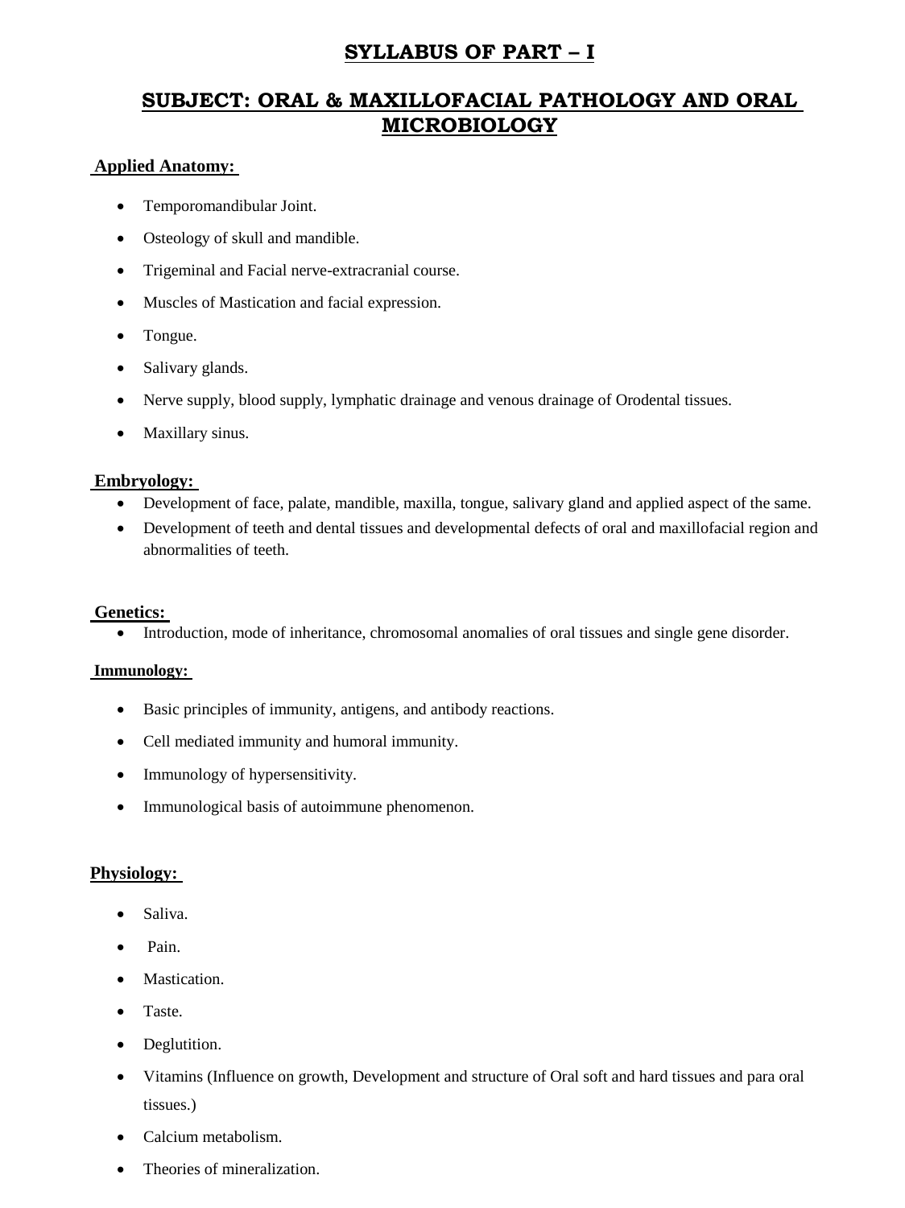# SYLLABUS OF PART – I

## SUBJECT: ORAL & MAXILLOFACIAL PATHOLOGY AND ORAL MICROBIOLOGY

### Applied Anatomy:

- Temporomandibular Joint.
- Osteology of skull and mandible.
- Trigeminal and Facial nerve-extracranial course.
- Muscles of Mastication and facial expression.
- Tongue.
- Salivary glands.
- Nerve supply, blood supply, lymphatic drainage and venous drainage of Orodental tissues.
- Maxillary sinus.

### Embryology:

- Development of face, palate, mandible, maxilla, tongue, salivary gland and applied aspect of the same.
- Development of teeth and dental tissues and developmental defects of oral and maxillofacial region and abnormalities of teeth.

### Genetics:

- Introduction, mode of inheritance, chromosomal anomalies of oral tissues and single gene disorder.

### Immunology:

- Basic principles of immunity, antigens, and antibody reactions.
- Cell mediated immunity and humoral immunity.
- Immunology of hypersensitivity.
- Immunological basis of autoimmune phenomenon.

### Physiology:

- Saliva.
- Pain.
- Mastication.
- Taste.
- Deglutition.
- Vitamins (Influence on growth, Development and structure of Oral soft and hard tissues and para oral tissues.)
- Calcium metabolism.
- Theories of mineralization.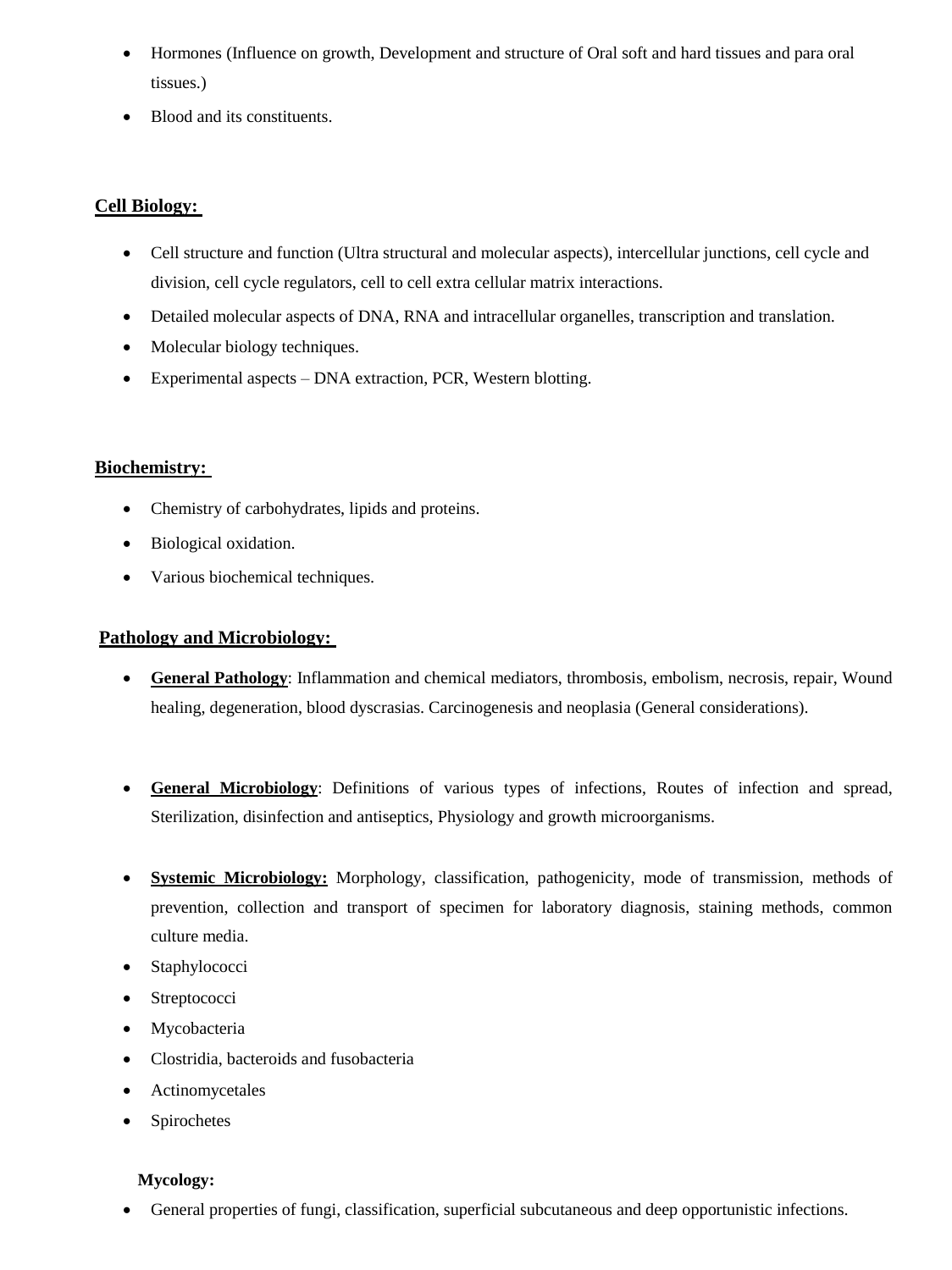- Hormones (Influence on growth, Development and structure of Oral soft and hard tissues and para oral tissues.)
- Blood and its constituents.

**Cell Biology:**

- Cell structure and function (Ultra structural and molecular aspects), intercellular junctions, cell cycle and division, cell cycle regulators, cell to cell extra cellular matrix interactions.
- Detailed molecular aspects of DNA, RNA and intracellular organelles, transcription and translation.
- Molecular biology techniques.
- Experimental aspects – DNA extraction, PCR, Western blotting.

**Biochemistry:**

- Chemistry of carbohydrates, lipids and proteins.
- Biological oxidation.
- Various biochemical techniques.

**Pathology and Microbiology:**

- **General Pathology**: Inflammation and chemical mediators, thrombosis, embolism, necrosis, repair, Wound healing, degeneration, blood dyscrasias. Carcinogenesis and neoplasia (General considerations).

- **General Microbiology**: Definitions of various types of infections, Routes of infection and spread, Sterilization, disinfection and antiseptics, Physiology and growth microorganisms.

- **Systemic Microbiology:** Morphology, classification, pathogenicity, mode of transmission, methods of prevention, collection and transport of specimen for laboratory diagnosis, staining methods, common culture media.
- Staphylococci
- Streptococci
- Mycobacteria
- Clostridia, bacteroids and fusobacteria
- Actinomycetales
- Spirochetes

**Mycology:**

- General properties of fungi, classification, superficial subcutaneous and deep opportunistic infections.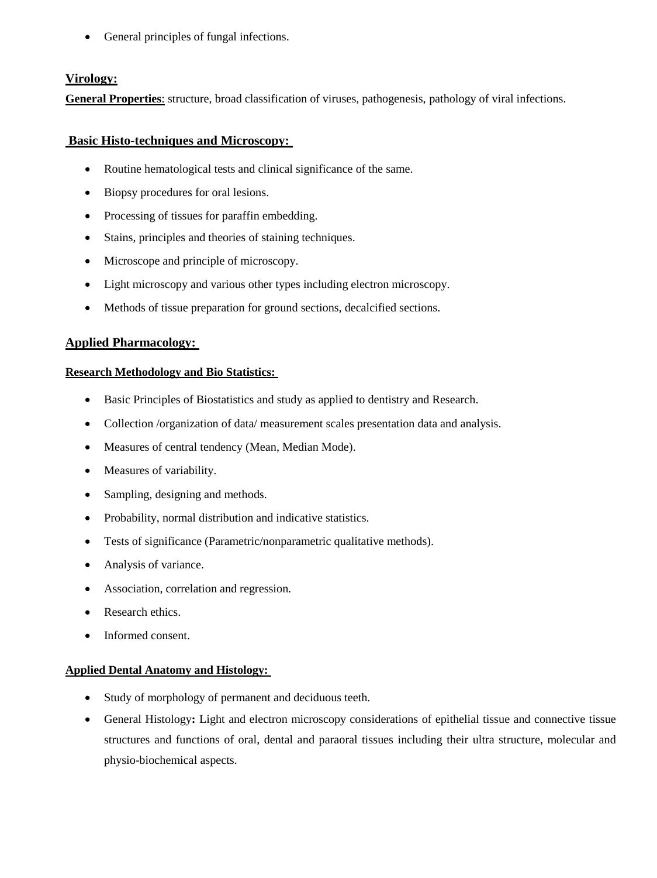- General principles of fungal infections.

## Virology:

**General Properties**: structure, broad classification of viruses, pathogenesis, pathology of viral infections.

## Basic Histo-techniques and Microscopy:

- Routine hematological tests and clinical significance of the same.
- Biopsy procedures for oral lesions.
- Processing of tissues for paraffin embedding.
- Stains, principles and theories of staining techniques.
- Microscope and principle of microscopy.
- Light microscopy and various other types including electron microscopy.
- Methods of tissue preparation for ground sections, decalcified sections.

## Applied Pharmacology:

### Research Methodology and Bio Statistics:

- Basic Principles of Biostatistics and study as applied to dentistry and Research.
- Collection /organization of data/ measurement scales presentation data and analysis.
- Measures of central tendency (Mean, Median Mode).
- Measures of variability.
- Sampling, designing and methods.
- Probability, normal distribution and indicative statistics.
- Tests of significance (Parametric/nonparametric qualitative methods).
- Analysis of variance.
- Association, correlation and regression.
- Research ethics.
- Informed consent.

### Applied Dental Anatomy and Histology:

- Study of morphology of permanent and deciduous teeth.
- General Histology**:** Light and electron microscopy considerations of epithelial tissue and connective tissue structures and functions of oral, dental and paraoral tissues including their ultra structure, molecular and physio-biochemical aspects.